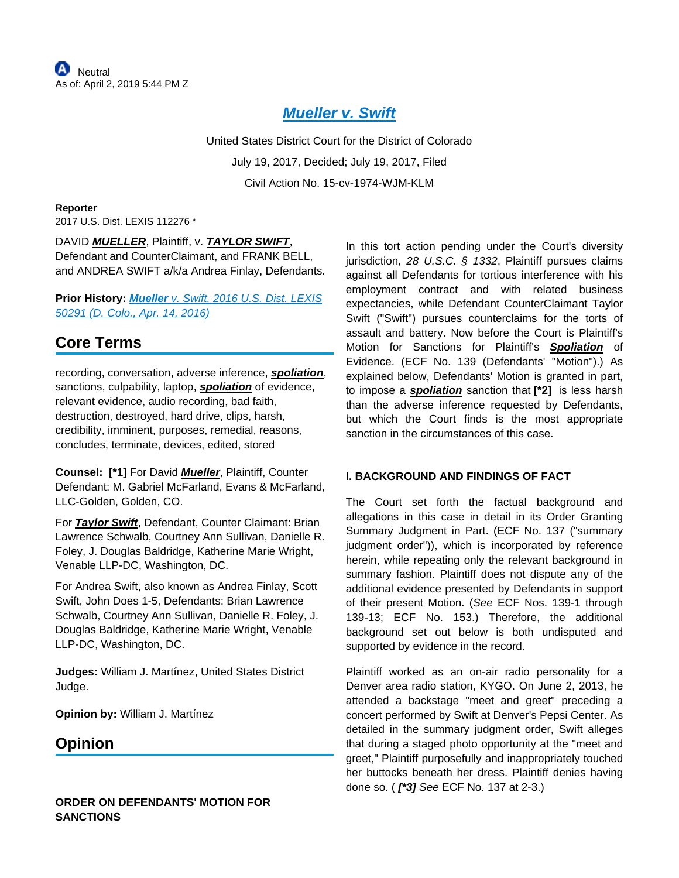Neutral
As of: April 2, 2019 5:44 PM Z

# Mueller v. Swift

United States District Court for the District of Colorado

July 19, 2017, Decided; July 19, 2017, Filed

Civil Action No. 15-cv-1974-WJM-KLM

**Reporter**

2017 U.S. Dist. LEXIS 112276 *

DAVID **MUELLER**, Plaintiff, v. **TAYLOR SWIFT**, Defendant and CounterClaimant, and FRANK BELL, and ANDREA SWIFT a/k/a Andrea Finlay, Defendants.

**Prior History:** *Mueller v. Swift, 2016 U.S. Dist. LEXIS 50291 (D. Colo., Apr. 14, 2016)*

## Core Terms

recording, conversation, adverse inference, **spoliation**, sanctions, culpability, laptop, **spoliation** of evidence, relevant evidence, audio recording, bad faith, destruction, destroyed, hard drive, clips, harsh, credibility, imminent, purposes, remedial, reasons, concludes, terminate, devices, edited, stored

**Counsel:** **[*1]** For David **Mueller**, Plaintiff, Counter Defendant: M. Gabriel McFarland, Evans & McFarland, LLC-Golden, Golden, CO.

For **Taylor Swift**, Defendant, Counter Claimant: Brian Lawrence Schwalb, Courtney Ann Sullivan, Danielle R. Foley, J. Douglas Baldridge, Katherine Marie Wright, Venable LLP-DC, Washington, DC.

For Andrea Swift, also known as Andrea Finlay, Scott Swift, John Does 1-5, Defendants: Brian Lawrence Schwalb, Courtney Ann Sullivan, Danielle R. Foley, J. Douglas Baldridge, Katherine Marie Wright, Venable LLP-DC, Washington, DC.

**Judges:** William J. Martínez, United States District Judge.

**Opinion by:** William J. Martínez

## Opinion

**ORDER ON DEFENDANTS' MOTION FOR SANCTIONS**

In this tort action pending under the Court's diversity jurisdiction, *28 U.S.C. § 1332*, Plaintiff pursues claims against all Defendants for tortious interference with his employment contract and with related business expectancies, while Defendant CounterClaimant Taylor Swift ("Swift") pursues counterclaims for the torts of assault and battery. Now before the Court is Plaintiff's Motion for Sanctions for Plaintiff's **Spoliation** of Evidence. (ECF No. 139 (Defendants' "Motion").) As explained below, Defendants' Motion is granted in part, to impose a **spoliation** sanction that **[*2]** is less harsh than the adverse inference requested by Defendants, but which the Court finds is the most appropriate sanction in the circumstances of this case.

### I. BACKGROUND AND FINDINGS OF FACT

The Court set forth the factual background and allegations in this case in detail in its Order Granting Summary Judgment in Part. (ECF No. 137 ("summary judgment order")), which is incorporated by reference herein, while repeating only the relevant background in summary fashion. Plaintiff does not dispute any of the additional evidence presented by Defendants in support of their present Motion. (*See* ECF Nos. 139-1 through 139-13; ECF No. 153.) Therefore, the additional background set out below is both undisputed and supported by evidence in the record.

Plaintiff worked as an on-air radio personality for a Denver area radio station, KYGO. On June 2, 2013, he attended a backstage "meet and greet" preceding a concert performed by Swift at Denver's Pepsi Center. As detailed in the summary judgment order, Swift alleges that during a staged photo opportunity at the "meet and greet," Plaintiff purposefully and inappropriately touched her buttocks beneath her dress. Plaintiff denies having done so. ( ***[*3]*** *See* ECF No. 137 at 2-3.)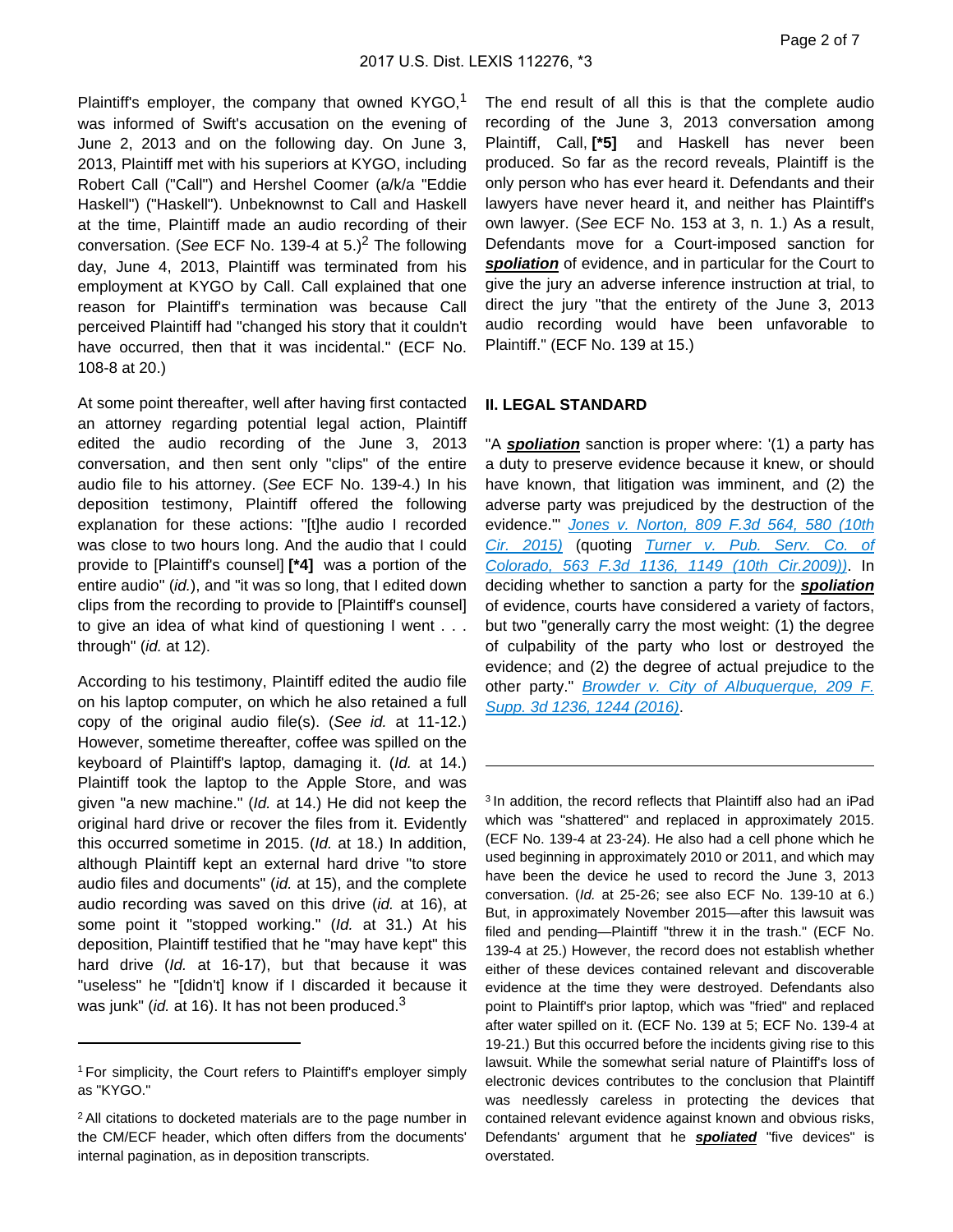Plaintiff's employer, the company that owned KYGO,[1] was informed of Swift's accusation on the evening of June 2, 2013 and on the following day. On June 3, 2013, Plaintiff met with his superiors at KYGO, including Robert Call ("Call") and Hershel Coomer (a/k/a "Eddie Haskell") ("Haskell"). Unbeknownst to Call and Haskell at the time, Plaintiff made an audio recording of their conversation. (*See* ECF No. 139-4 at 5.)[2] The following day, June 4, 2013, Plaintiff was terminated from his employment at KYGO by Call. Call explained that one reason for Plaintiff's termination was because Call perceived Plaintiff had "changed his story that it couldn't have occurred, then that it was incidental." (ECF No. 108-8 at 20.)

At some point thereafter, well after having first contacted an attorney regarding potential legal action, Plaintiff edited the audio recording of the June 3, 2013 conversation, and then sent only "clips" of the entire audio file to his attorney. (*See* ECF No. 139-4.) In his deposition testimony, Plaintiff offered the following explanation for these actions: "[t]he audio I recorded was close to two hours long. And the audio that I could provide to [Plaintiff's counsel] **[*4]** was a portion of the entire audio" (*id.*), and "it was so long, that I edited down clips from the recording to provide to [Plaintiff's counsel] to give an idea of what kind of questioning I went . . . through" (*id.* at 12).

According to his testimony, Plaintiff edited the audio file on his laptop computer, on which he also retained a full copy of the original audio file(s). (*See id.* at 11-12.) However, sometime thereafter, coffee was spilled on the keyboard of Plaintiff's laptop, damaging it. (*Id.* at 14.) Plaintiff took the laptop to the Apple Store, and was given "a new machine." (*Id.* at 14.) He did not keep the original hard drive or recover the files from it. Evidently this occurred sometime in 2015. (*Id.* at 18.) In addition, although Plaintiff kept an external hard drive "to store audio files and documents" (*id.* at 15), and the complete audio recording was saved on this drive (*id.* at 16), at some point it "stopped working." (*Id.* at 31.) At his deposition, Plaintiff testified that he "may have kept" this hard drive (*Id.* at 16-17), but that because it was "useless" he "[didn't] know if I discarded it because it was junk" (*id.* at 16). It has not been produced.[3]

The end result of all this is that the complete audio recording of the June 3, 2013 conversation among Plaintiff, Call, **[*5]** and Haskell has never been produced. So far as the record reveals, Plaintiff is the only person who has ever heard it. Defendants and their lawyers have never heard it, and neither has Plaintiff's own lawyer. (*See* ECF No. 153 at 3, n. 1.) As a result, Defendants move for a Court-imposed sanction for ***spoliation*** of evidence, and in particular for the Court to give the jury an adverse inference instruction at trial, to direct the jury "that the entirety of the June 3, 2013 audio recording would have been unfavorable to Plaintiff." (ECF No. 139 at 15.)

## II. LEGAL STANDARD

"A ***spoliation*** sanction is proper where: '(1) a party has a duty to preserve evidence because it knew, or should have known, that litigation was imminent, and (2) the adverse party was prejudiced by the destruction of the evidence.'" *Jones v. Norton, 809 F.3d 564, 580 (10th Cir. 2015)* (quoting *Turner v. Pub. Serv. Co. of Colorado, 563 F.3d 1136, 1149 (10th Cir.2009))*. In deciding whether to sanction a party for the ***spoliation*** of evidence, courts have considered a variety of factors, but two "generally carry the most weight: (1) the degree of culpability of the party who lost or destroyed the evidence; and (2) the degree of actual prejudice to the other party." *Browder v. City of Albuquerque, 209 F. Supp. 3d 1236, 1244 (2016)*.

---

[1] For simplicity, the Court refers to Plaintiff's employer simply as "KYGO."

[2] All citations to docketed materials are to the page number in the CM/ECF header, which often differs from the documents' internal pagination, as in deposition transcripts.

[3] In addition, the record reflects that Plaintiff also had an iPad which was "shattered" and replaced in approximately 2015. (ECF No. 139-4 at 23-24). He also had a cell phone which he used beginning in approximately 2010 or 2011, and which may have been the device he used to record the June 3, 2013 conversation. (*Id.* at 25-26; see also ECF No. 139-10 at 6.) But, in approximately November 2015—after this lawsuit was filed and pending—Plaintiff "threw it in the trash." (ECF No. 139-4 at 25.) However, the record does not establish whether either of these devices contained relevant and discoverable evidence at the time they were destroyed. Defendants also point to Plaintiff's prior laptop, which was "fried" and replaced after water spilled on it. (ECF No. 139 at 5; ECF No. 139-4 at 19-21.) But this occurred before the incidents giving rise to this lawsuit. While the somewhat serial nature of Plaintiff's loss of electronic devices contributes to the conclusion that Plaintiff was needlessly careless in protecting the devices that contained relevant evidence against known and obvious risks, Defendants' argument that he ***spoliated*** "five devices" is overstated.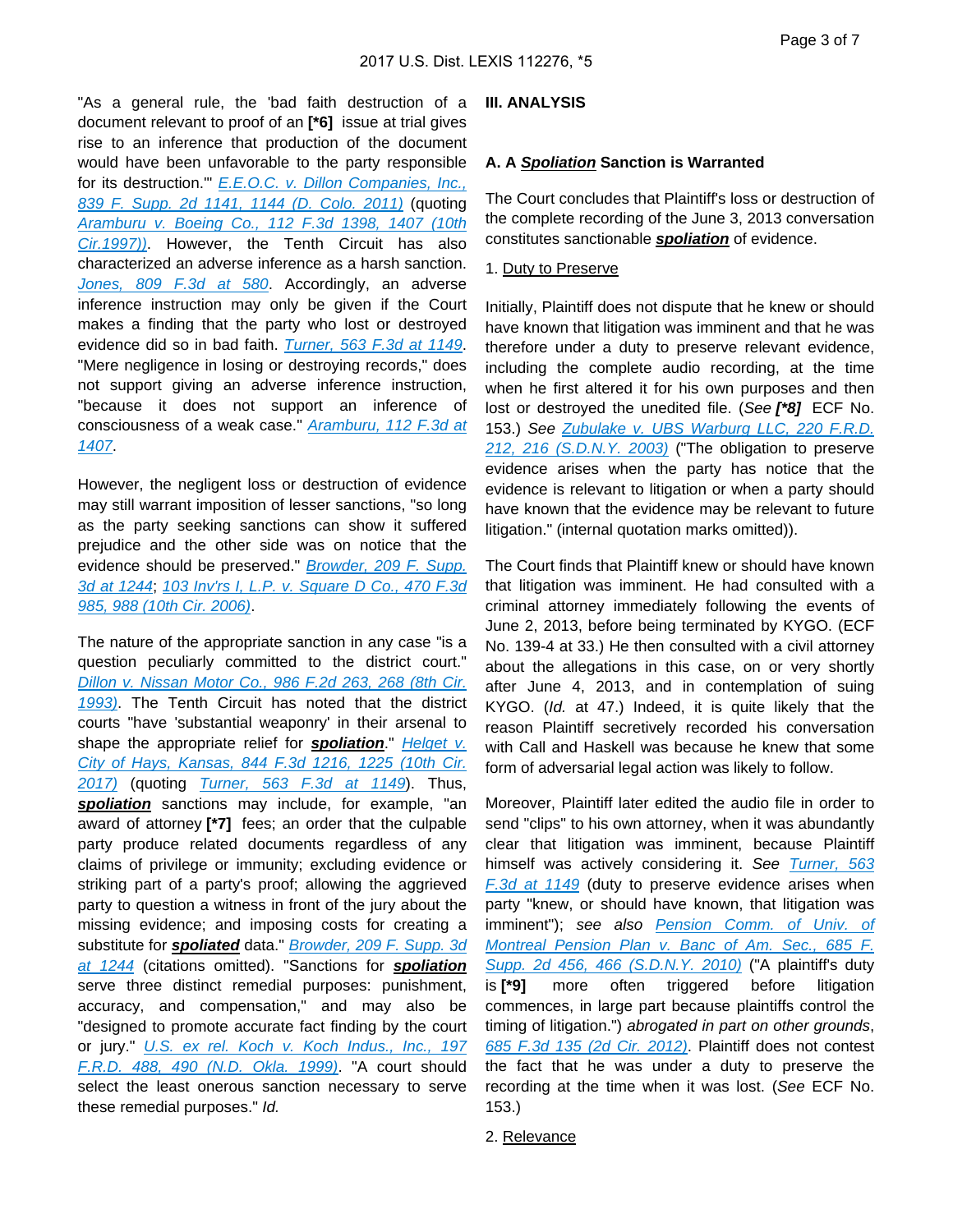"As a general rule, the 'bad faith destruction of a document relevant to proof of an **[*6]** issue at trial gives rise to an inference that production of the document would have been unfavorable to the party responsible for its destruction.'" *E.E.O.C. v. Dillon Companies, Inc., 839 F. Supp. 2d 1141, 1144 (D. Colo. 2011)* (quoting *Aramburu v. Boeing Co., 112 F.3d 1398, 1407 (10th Cir.1997))*. However, the Tenth Circuit has also characterized an adverse inference as a harsh sanction. *Jones, 809 F.3d at 580*. Accordingly, an adverse inference instruction may only be given if the Court makes a finding that the party who lost or destroyed evidence did so in bad faith. *Turner, 563 F.3d at 1149*. "Mere negligence in losing or destroying records," does not support giving an adverse inference instruction, "because it does not support an inference of consciousness of a weak case." *Aramburu, 112 F.3d at 1407*.

However, the negligent loss or destruction of evidence may still warrant imposition of lesser sanctions, "so long as the party seeking sanctions can show it suffered prejudice and the other side was on notice that the evidence should be preserved." *Browder, 209 F. Supp. 3d at 1244*; *103 Inv'rs I, L.P. v. Square D Co., 470 F.3d 985, 988 (10th Cir. 2006)*.

The nature of the appropriate sanction in any case "is a question peculiarly committed to the district court." *Dillon v. Nissan Motor Co., 986 F.2d 263, 268 (8th Cir. 1993)*. The Tenth Circuit has noted that the district courts "have 'substantial weaponry' in their arsenal to shape the appropriate relief for ***spoliation***." *Helget v. City of Hays, Kansas, 844 F.3d 1216, 1225 (10th Cir. 2017)* (quoting *Turner, 563 F.3d at 1149*). Thus, ***spoliation*** sanctions may include, for example, "an award of attorney **[*7]** fees; an order that the culpable party produce related documents regardless of any claims of privilege or immunity; excluding evidence or striking part of a party's proof; allowing the aggrieved party to question a witness in front of the jury about the missing evidence; and imposing costs for creating a substitute for ***spoliated*** data." *Browder, 209 F. Supp. 3d at 1244* (citations omitted). "Sanctions for ***spoliation*** serve three distinct remedial purposes: punishment, accuracy, and compensation," and may also be "designed to promote accurate fact finding by the court or jury." *U.S. ex rel. Koch v. Koch Indus., Inc., 197 F.R.D. 488, 490 (N.D. Okla. 1999)*. "A court should select the least onerous sanction necessary to serve these remedial purposes." *Id.*

## III. ANALYSIS

### A. A ***Spoliation*** Sanction is Warranted

The Court concludes that Plaintiff's loss or destruction of the complete recording of the June 3, 2013 conversation constitutes sanctionable ***spoliation*** of evidence.

1. Duty to Preserve

Initially, Plaintiff does not dispute that he knew or should have known that litigation was imminent and that he was therefore under a duty to preserve relevant evidence, including the complete audio recording, at the time when he first altered it for his own purposes and then lost or destroyed the unedited file. (*See* ***[*8]*** ECF No. 153.) *See* *Zubulake v. UBS Warburg LLC, 220 F.R.D. 212, 216 (S.D.N.Y. 2003)* ("The obligation to preserve evidence arises when the party has notice that the evidence is relevant to litigation or when a party should have known that the evidence may be relevant to future litigation." (internal quotation marks omitted)).

The Court finds that Plaintiff knew or should have known that litigation was imminent. He had consulted with a criminal attorney immediately following the events of June 2, 2013, before being terminated by KYGO. (ECF No. 139-4 at 33.) He then consulted with a civil attorney about the allegations in this case, on or very shortly after June 4, 2013, and in contemplation of suing KYGO. (*Id.* at 47.) Indeed, it is quite likely that the reason Plaintiff secretively recorded his conversation with Call and Haskell was because he knew that some form of adversarial legal action was likely to follow.

Moreover, Plaintiff later edited the audio file in order to send "clips" to his own attorney, when it was abundantly clear that litigation was imminent, because Plaintiff himself was actively considering it. *See* *Turner, 563 F.3d at 1149* (duty to preserve evidence arises when party "knew, or should have known, that litigation was imminent"); *see also* *Pension Comm. of Univ. of Montreal Pension Plan v. Banc of Am. Sec., 685 F. Supp. 2d 456, 466 (S.D.N.Y. 2010)* ("A plaintiff's duty is **[*9]** more often triggered before litigation commences, in large part because plaintiffs control the timing of litigation.") *abrogated in part on other grounds*, *685 F.3d 135 (2d Cir. 2012)*. Plaintiff does not contest the fact that he was under a duty to preserve the recording at the time when it was lost. (*See* ECF No. 153.)

2. Relevance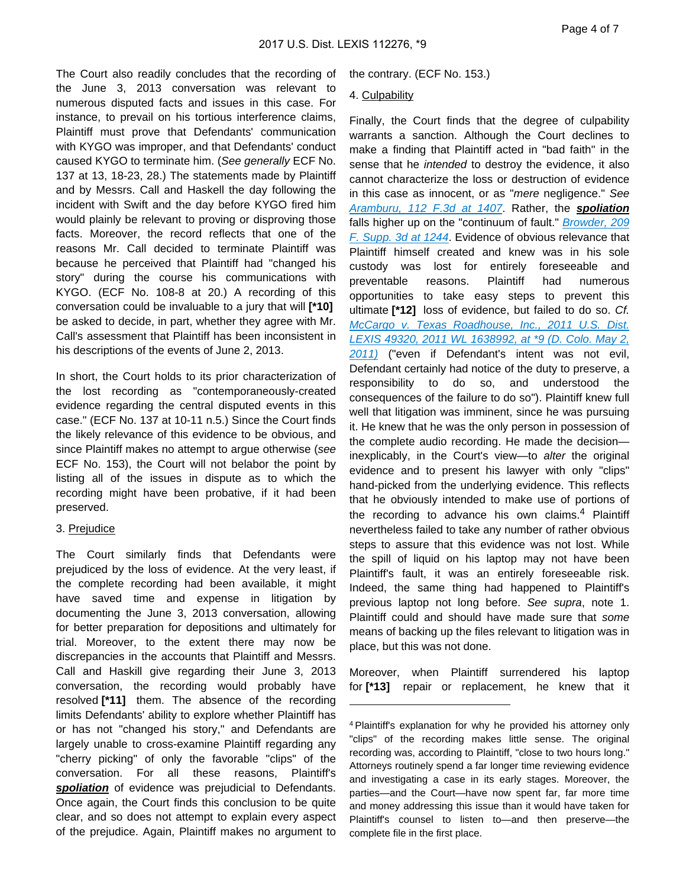The Court also readily concludes that the recording of the June 3, 2013 conversation was relevant to numerous disputed facts and issues in this case. For instance, to prevail on his tortious interference claims, Plaintiff must prove that Defendants' communication with KYGO was improper, and that Defendants' conduct caused KYGO to terminate him. (*See generally* ECF No. 137 at 13, 18-23, 28.) The statements made by Plaintiff and by Messrs. Call and Haskell the day following the incident with Swift and the day before KYGO fired him would plainly be relevant to proving or disproving those facts. Moreover, the record reflects that one of the reasons Mr. Call decided to terminate Plaintiff was because he perceived that Plaintiff had "changed his story" during the course his communications with KYGO. (ECF No. 108-8 at 20.) A recording of this conversation could be invaluable to a jury that will **[\*10]** be asked to decide, in part, whether they agree with Mr. Call's assessment that Plaintiff has been inconsistent in his descriptions of the events of June 2, 2013.

In short, the Court holds to its prior characterization of the lost recording as "contemporaneously-created evidence regarding the central disputed events in this case." (ECF No. 137 at 10-11 n.5.) Since the Court finds the likely relevance of this evidence to be obvious, and since Plaintiff makes no attempt to argue otherwise (*see* ECF No. 153), the Court will not belabor the point by listing all of the issues in dispute as to which the recording might have been probative, if it had been preserved.

3. Prejudice

The Court similarly finds that Defendants were prejudiced by the loss of evidence. At the very least, if the complete recording had been available, it might have saved time and expense in litigation by documenting the June 3, 2013 conversation, allowing for better preparation for depositions and ultimately for trial. Moreover, to the extent there may now be discrepancies in the accounts that Plaintiff and Messrs. Call and Haskill give regarding their June 3, 2013 conversation, the recording would probably have resolved **[\*11]** them. The absence of the recording limits Defendants' ability to explore whether Plaintiff has or has not "changed his story," and Defendants are largely unable to cross-examine Plaintiff regarding any "cherry picking" of only the favorable "clips" of the conversation. For all these reasons, Plaintiff's ***spoliation*** of evidence was prejudicial to Defendants. Once again, the Court finds this conclusion to be quite clear, and so does not attempt to explain every aspect of the prejudice. Again, Plaintiff makes no argument to the contrary. (ECF No. 153.)

4. Culpability

Finally, the Court finds that the degree of culpability warrants a sanction. Although the Court declines to make a finding that Plaintiff acted in "bad faith" in the sense that he *intended* to destroy the evidence, it also cannot characterize the loss or destruction of evidence in this case as innocent, or as "*mere* negligence." *See* Aramburu, 112 F.3d at 1407. Rather, the ***spoliation*** falls higher up on the "continuum of fault." Browder, 209 F. Supp. 3d at 1244. Evidence of obvious relevance that Plaintiff himself created and knew was in his sole custody was lost for entirely foreseeable and preventable reasons. Plaintiff had numerous opportunities to take easy steps to prevent this ultimate **[\*12]** loss of evidence, but failed to do so. *Cf.* McCargo v. Texas Roadhouse, Inc., 2011 U.S. Dist. LEXIS 49320, 2011 WL 1638992, at \*9 (D. Colo. May 2, 2011) ("even if Defendant's intent was not evil, Defendant certainly had notice of the duty to preserve, a responsibility to do so, and understood the consequences of the failure to do so"). Plaintiff knew full well that litigation was imminent, since he was pursuing it. He knew that he was the only person in possession of the complete audio recording. He made the decision—inexplicably, in the Court's view—to *alter* the original evidence and to present his lawyer with only "clips" hand-picked from the underlying evidence. This reflects that he obviously intended to make use of portions of the recording to advance his own claims.[4] Plaintiff nevertheless failed to take any number of rather obvious steps to assure that this evidence was not lost. While the spill of liquid on his laptop may not have been Plaintiff's fault, it was an entirely foreseeable risk. Indeed, the same thing had happened to Plaintiff's previous laptop not long before. *See supra*, note 1. Plaintiff could and should have made sure that *some* means of backing up the files relevant to litigation was in place, but this was not done.

Moreover, when Plaintiff surrendered his laptop for **[\*13]** repair or replacement, he knew that it

---

[4] Plaintiff's explanation for why he provided his attorney only "clips" of the recording makes little sense. The original recording was, according to Plaintiff, "close to two hours long." Attorneys routinely spend a far longer time reviewing evidence and investigating a case in its early stages. Moreover, the parties—and the Court—have now spent far, far more time and money addressing this issue than it would have taken for Plaintiff's counsel to listen to—and then preserve—the complete file in the first place.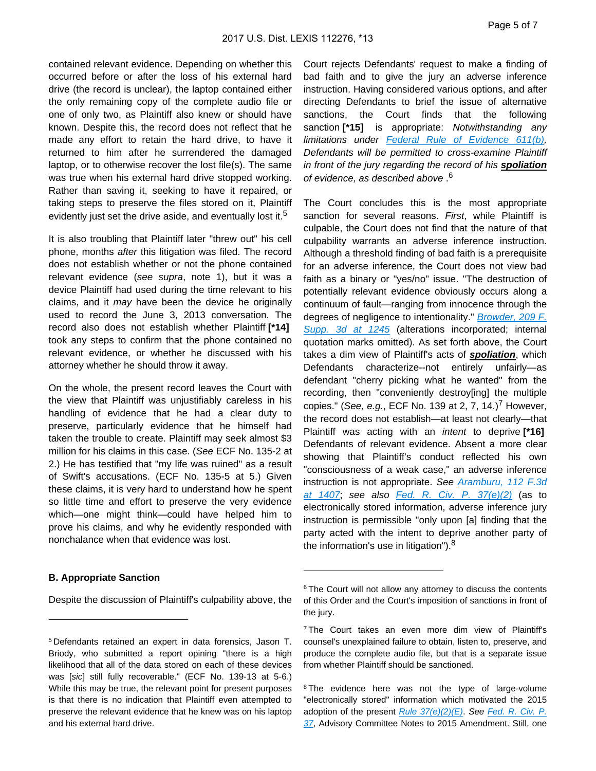contained relevant evidence. Depending on whether this occurred before or after the loss of his external hard drive (the record is unclear), the laptop contained either the only remaining copy of the complete audio file or one of only two, as Plaintiff also knew or should have known. Despite this, the record does not reflect that he made any effort to retain the hard drive, to have it returned to him after he surrendered the damaged laptop, or to otherwise recover the lost file(s). The same was true when his external hard drive stopped working. Rather than saving it, seeking to have it repaired, or taking steps to preserve the files stored on it, Plaintiff evidently just set the drive aside, and eventually lost it.[5]

It is also troubling that Plaintiff later "threw out" his cell phone, months *after* this litigation was filed. The record does not establish whether or not the phone contained relevant evidence (*see supra*, note 1), but it was a device Plaintiff had used during the time relevant to his claims, and it *may* have been the device he originally used to record the June 3, 2013 conversation. The record also does not establish whether Plaintiff **[*14]** took any steps to confirm that the phone contained no relevant evidence, or whether he discussed with his attorney whether he should throw it away.

On the whole, the present record leaves the Court with the view that Plaintiff was unjustifiably careless in his handling of evidence that he had a clear duty to preserve, particularly evidence that he himself had taken the trouble to create. Plaintiff may seek almost $3 million for his claims in this case. (*See* ECF No. 135-2 at 2.) He has testified that "my life was ruined" as a result of Swift's accusations. (ECF No. 135-5 at 5.) Given these claims, it is very hard to understand how he spent so little time and effort to preserve the very evidence which—one might think—could have helped him to prove his claims, and why he evidently responded with nonchalance when that evidence was lost.

### B. Appropriate Sanction

Despite the discussion of Plaintiff's culpability above, the Court rejects Defendants' request to make a finding of bad faith and to give the jury an adverse inference instruction. Having considered various options, and after directing Defendants to brief the issue of alternative sanctions, the Court finds that the following sanction **[*15]** is appropriate: *Notwithstanding any limitations under Federal Rule of Evidence 611(b), Defendants will be permitted to cross-examine Plaintiff in front of the jury regarding the record of his **spoliation** of evidence, as described above* .[6]

The Court concludes this is the most appropriate sanction for several reasons. *First*, while Plaintiff is culpable, the Court does not find that the nature of that culpability warrants an adverse inference instruction. Although a threshold finding of bad faith is a prerequisite for an adverse inference, the Court does not view bad faith as a binary or "yes/no" issue. "The destruction of potentially relevant evidence obviously occurs along a continuum of fault—ranging from innocence through the degrees of negligence to intentionality." *Browder, 209 F. Supp. 3d at 1245* (alterations incorporated; internal quotation marks omitted). As set forth above, the Court takes a dim view of Plaintiff's acts of ***spoliation***, which Defendants characterize--not entirely unfairly—as defendant "cherry picking what he wanted" from the recording, then "conveniently destroy[ing] the multiple copies." (*See, e.g.*, ECF No. 139 at 2, 7, 14.)[7] However, the record does not establish—at least not clearly—that Plaintiff was acting with an *intent* to deprive **[*16]** Defendants of relevant evidence. Absent a more clear showing that Plaintiff's conduct reflected his own "consciousness of a weak case," an adverse inference instruction is not appropriate. *See Aramburu, 112 F.3d at 1407*; *see also Fed. R. Civ. P. 37(e)(2)* (as to electronically stored information, adverse inference jury instruction is permissible "only upon [a] finding that the party acted with the intent to deprive another party of the information's use in litigation").[8]

---

[5] Defendants retained an expert in data forensics, Jason T. Briody, who submitted a report opining "there is a high likelihood that all of the data stored on each of these devices was [*sic*] still fully recoverable." (ECF No. 139-13 at 5-6.) While this may be true, the relevant point for present purposes is that there is no indication that Plaintiff even attempted to preserve the relevant evidence that he knew was on his laptop and his external hard drive.

[6] The Court will not allow any attorney to discuss the contents of this Order and the Court's imposition of sanctions in front of the jury.

[7] The Court takes an even more dim view of Plaintiff's counsel's unexplained failure to obtain, listen to, preserve, and produce the complete audio file, but that is a separate issue from whether Plaintiff should be sanctioned.

[8] The evidence here was not the type of large-volume "electronically stored" information which motivated the 2015 adoption of the present *Rule 37(e)(2)(E)*. *See Fed. R. Civ. P. 37*, Advisory Committee Notes to 2015 Amendment. Still, one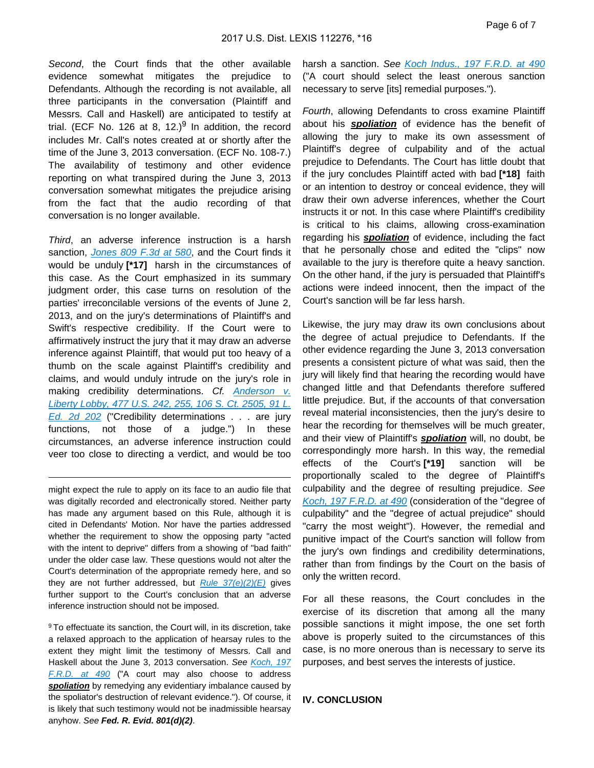*Second*, the Court finds that the other available evidence somewhat mitigates the prejudice to Defendants. Although the recording is not available, all three participants in the conversation (Plaintiff and Messrs. Call and Haskell) are anticipated to testify at trial. (ECF No. 126 at 8, 12.)[9] In addition, the record includes Mr. Call's notes created at or shortly after the time of the June 3, 2013 conversation. (ECF No. 108-7.) The availability of testimony and other evidence reporting on what transpired during the June 3, 2013 conversation somewhat mitigates the prejudice arising from the fact that the audio recording of that conversation is no longer available.

*Third*, an adverse inference instruction is a harsh sanction, *Jones 809 F.3d at 580*, and the Court finds it would be unduly **[*17]** harsh in the circumstances of this case. As the Court emphasized in its summary judgment order, this case turns on resolution of the parties' irreconcilable versions of the events of June 2, 2013, and on the jury's determinations of Plaintiff's and Swift's respective credibility. If the Court were to affirmatively instruct the jury that it may draw an adverse inference against Plaintiff, that would put too heavy of a thumb on the scale against Plaintiff's credibility and claims, and would unduly intrude on the jury's role in making credibility determinations. *Cf.* *Anderson v. Liberty Lobby, 477 U.S. 242, 255, 106 S. Ct. 2505, 91 L. Ed. 2d 202* ("Credibility determinations . . . are jury functions, not those of a judge.") In these circumstances, an adverse inference instruction could veer too close to directing a verdict, and would be too harsh a sanction. *See* *Koch Indus., 197 F.R.D. at 490* ("A court should select the least onerous sanction necessary to serve [its] remedial purposes.").

*Fourth*, allowing Defendants to cross examine Plaintiff about his ***spoliation*** of evidence has the benefit of allowing the jury to make its own assessment of Plaintiff's degree of culpability and of the actual prejudice to Defendants. The Court has little doubt that if the jury concludes Plaintiff acted with bad **[*18]** faith or an intention to destroy or conceal evidence, they will draw their own adverse inferences, whether the Court instructs it or not. In this case where Plaintiff's credibility is critical to his claims, allowing cross-examination regarding his ***spoliation*** of evidence, including the fact that he personally chose and edited the "clips" now available to the jury is therefore quite a heavy sanction. On the other hand, if the jury is persuaded that Plaintiff's actions were indeed innocent, then the impact of the Court's sanction will be far less harsh.

Likewise, the jury may draw its own conclusions about the degree of actual prejudice to Defendants. If the other evidence regarding the June 3, 2013 conversation presents a consistent picture of what was said, then the jury will likely find that hearing the recording would have changed little and that Defendants therefore suffered little prejudice. But, if the accounts of that conversation reveal material inconsistencies, then the jury's desire to hear the recording for themselves will be much greater, and their view of Plaintiff's ***spoliation*** will, no doubt, be correspondingly more harsh. In this way, the remedial effects of the Court's **[*19]** sanction will be proportionally scaled to the degree of Plaintiff's culpability and the degree of resulting prejudice. *See* *Koch, 197 F.R.D. at 490* (consideration of the "degree of culpability" and the "degree of actual prejudice" should "carry the most weight"). However, the remedial and punitive impact of the Court's sanction will follow from the jury's own findings and credibility determinations, rather than from findings by the Court on the basis of only the written record.

For all these reasons, the Court concludes in the exercise of its discretion that among all the many possible sanctions it might impose, the one set forth above is properly suited to the circumstances of this case, is no more onerous than is necessary to serve its purposes, and best serves the interests of justice.

## IV. CONCLUSION

---

might expect the rule to apply on its face to an audio file that was digitally recorded and electronically stored. Neither party has made any argument based on this Rule, although it is cited in Defendants' Motion. Nor have the parties addressed whether the requirement to show the opposing party "acted with the intent to deprive" differs from a showing of "bad faith" under the older case law. These questions would not alter the Court's determination of the appropriate remedy here, and so they are not further addressed, but *Rule 37(e)(2)(E)* gives further support to the Court's conclusion that an adverse inference instruction should not be imposed.

[9] To effectuate its sanction, the Court will, in its discretion, take a relaxed approach to the application of hearsay rules to the extent they might limit the testimony of Messrs. Call and Haskell about the June 3, 2013 conversation. *See* *Koch, 197 F.R.D. at 490* ("A court may also choose to address ***spoliation*** by remedying any evidentiary imbalance caused by the spoliator's destruction of relevant evidence."). Of course, it is likely that such testimony would not be inadmissible hearsay anyhow. *See* ***Fed. R. Evid. 801(d)(2)***.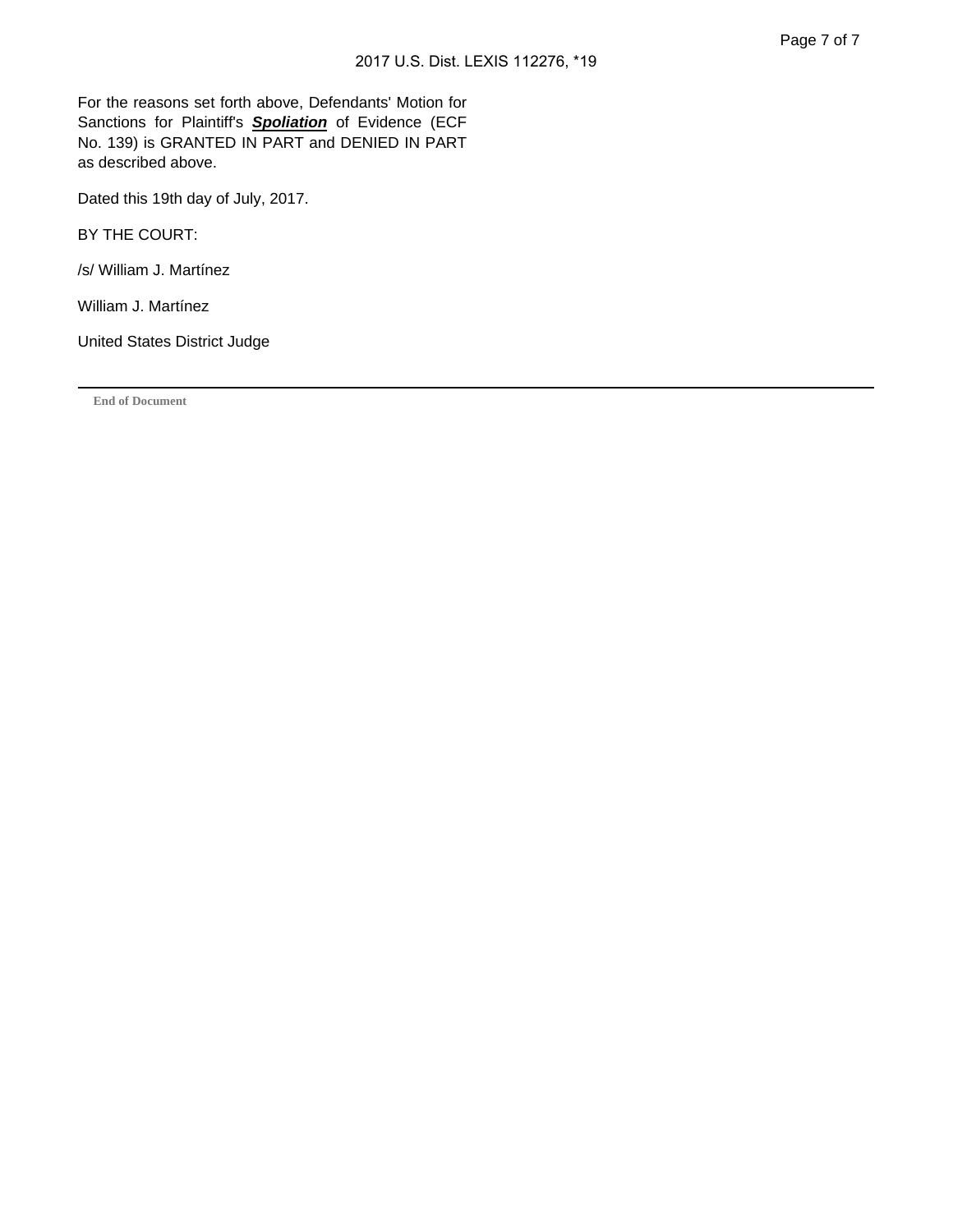For the reasons set forth above, Defendants' Motion for Sanctions for Plaintiff's ***Spoliation*** of Evidence (ECF No. 139) is GRANTED IN PART and DENIED IN PART as described above.

Dated this 19th day of July, 2017.

BY THE COURT:

/s/ William J. Martínez

William J. Martínez

United States District Judge

---

**End of Document**